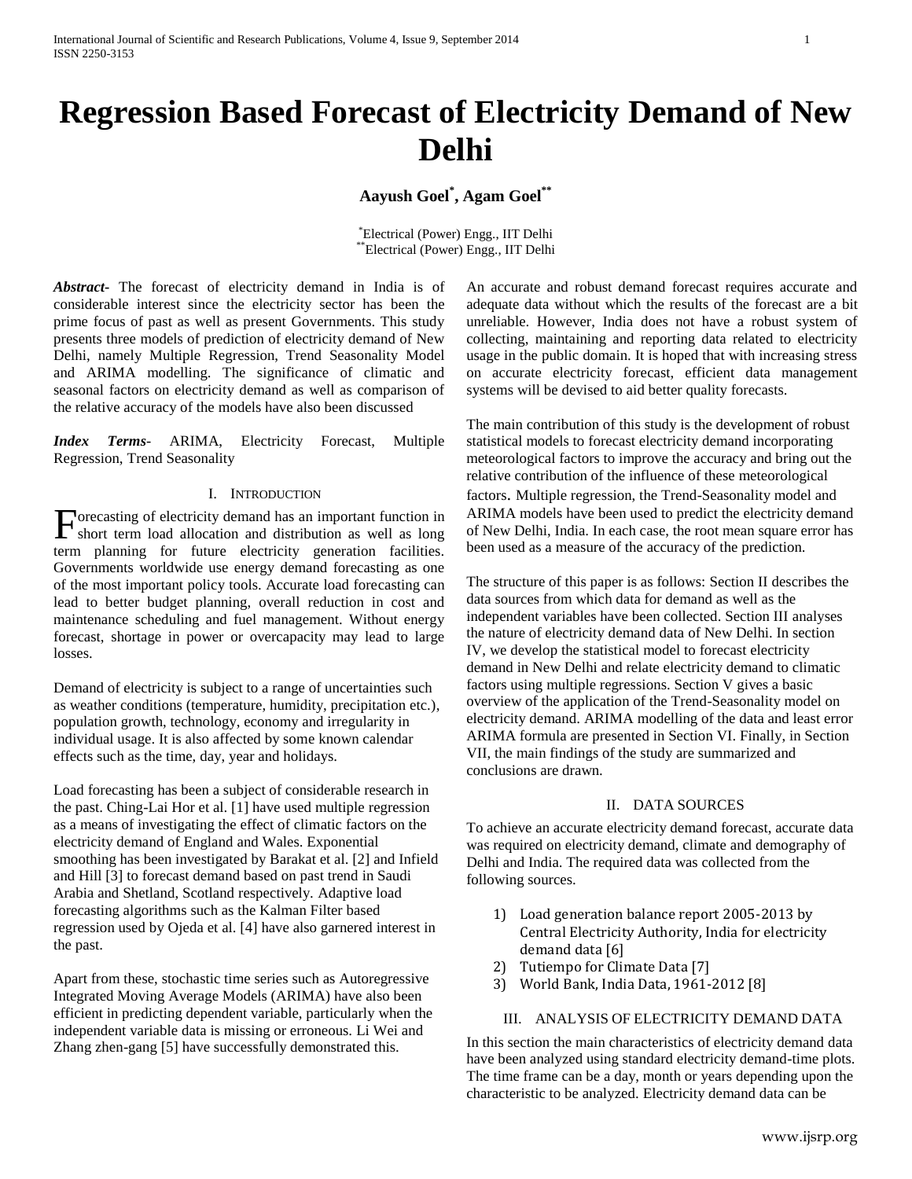# Regression Based Forecast of Electricity Demand of New Delhi

**Aayush Goel[*], Agam Goel[**]**

[*]Electrical (Power) Engg., IIT Delhi
[**]Electrical (Power) Engg., IIT Delhi

***Abstract-*** The forecast of electricity demand in India is of considerable interest since the electricity sector has been the prime focus of past as well as present Governments. This study presents three models of prediction of electricity demand of New Delhi, namely Multiple Regression, Trend Seasonality Model and ARIMA modelling. The significance of climatic and seasonal factors on electricity demand as well as comparison of the relative accuracy of the models have also been discussed

***Index Terms-*** ARIMA, Electricity Forecast, Multiple Regression, Trend Seasonality

## I. Introduction

Forecasting of electricity demand has an important function in short term load allocation and distribution as well as long term planning for future electricity generation facilities. Governments worldwide use energy demand forecasting as one of the most important policy tools. Accurate load forecasting can lead to better budget planning, overall reduction in cost and maintenance scheduling and fuel management. Without energy forecast, shortage in power or overcapacity may lead to large losses.

Demand of electricity is subject to a range of uncertainties such as weather conditions (temperature, humidity, precipitation etc.), population growth, technology, economy and irregularity in individual usage. It is also affected by some known calendar effects such as the time, day, year and holidays.

Load forecasting has been a subject of considerable research in the past. Ching-Lai Hor et al. [1] have used multiple regression as a means of investigating the effect of climatic factors on the electricity demand of England and Wales. Exponential smoothing has been investigated by Barakat et al. [2] and Infield and Hill [3] to forecast demand based on past trend in Saudi Arabia and Shetland, Scotland respectively. Adaptive load forecasting algorithms such as the Kalman Filter based regression used by Ojeda et al. [4] have also garnered interest in the past.

Apart from these, stochastic time series such as Autoregressive Integrated Moving Average Models (ARIMA) have also been efficient in predicting dependent variable, particularly when the independent variable data is missing or erroneous. Li Wei and Zhang zhen-gang [5] have successfully demonstrated this.

An accurate and robust demand forecast requires accurate and adequate data without which the results of the forecast are a bit unreliable. However, India does not have a robust system of collecting, maintaining and reporting data related to electricity usage in the public domain. It is hoped that with increasing stress on accurate electricity forecast, efficient data management systems will be devised to aid better quality forecasts.

The main contribution of this study is the development of robust statistical models to forecast electricity demand incorporating meteorological factors to improve the accuracy and bring out the relative contribution of the influence of these meteorological factors. Multiple regression, the Trend-Seasonality model and ARIMA models have been used to predict the electricity demand of New Delhi, India. In each case, the root mean square error has been used as a measure of the accuracy of the prediction.

The structure of this paper is as follows: Section II describes the data sources from which data for demand as well as the independent variables have been collected. Section III analyses the nature of electricity demand data of New Delhi. In section IV, we develop the statistical model to forecast electricity demand in New Delhi and relate electricity demand to climatic factors using multiple regressions. Section V gives a basic overview of the application of the Trend-Seasonality model on electricity demand. ARIMA modelling of the data and least error ARIMA formula are presented in Section VI. Finally, in Section VII, the main findings of the study are summarized and conclusions are drawn.

## II. DATA SOURCES

To achieve an accurate electricity demand forecast, accurate data was required on electricity demand, climate and demography of Delhi and India. The required data was collected from the following sources.

1) Load generation balance report 2005-2013 by Central Electricity Authority, India for electricity demand data [6]
2) Tutiempo for Climate Data [7]
3) World Bank, India Data, 1961-2012 [8]

## III. ANALYSIS OF ELECTRICITY DEMAND DATA

In this section the main characteristics of electricity demand data have been analyzed using standard electricity demand-time plots. The time frame can be a day, month or years depending upon the characteristic to be analyzed. Electricity demand data can be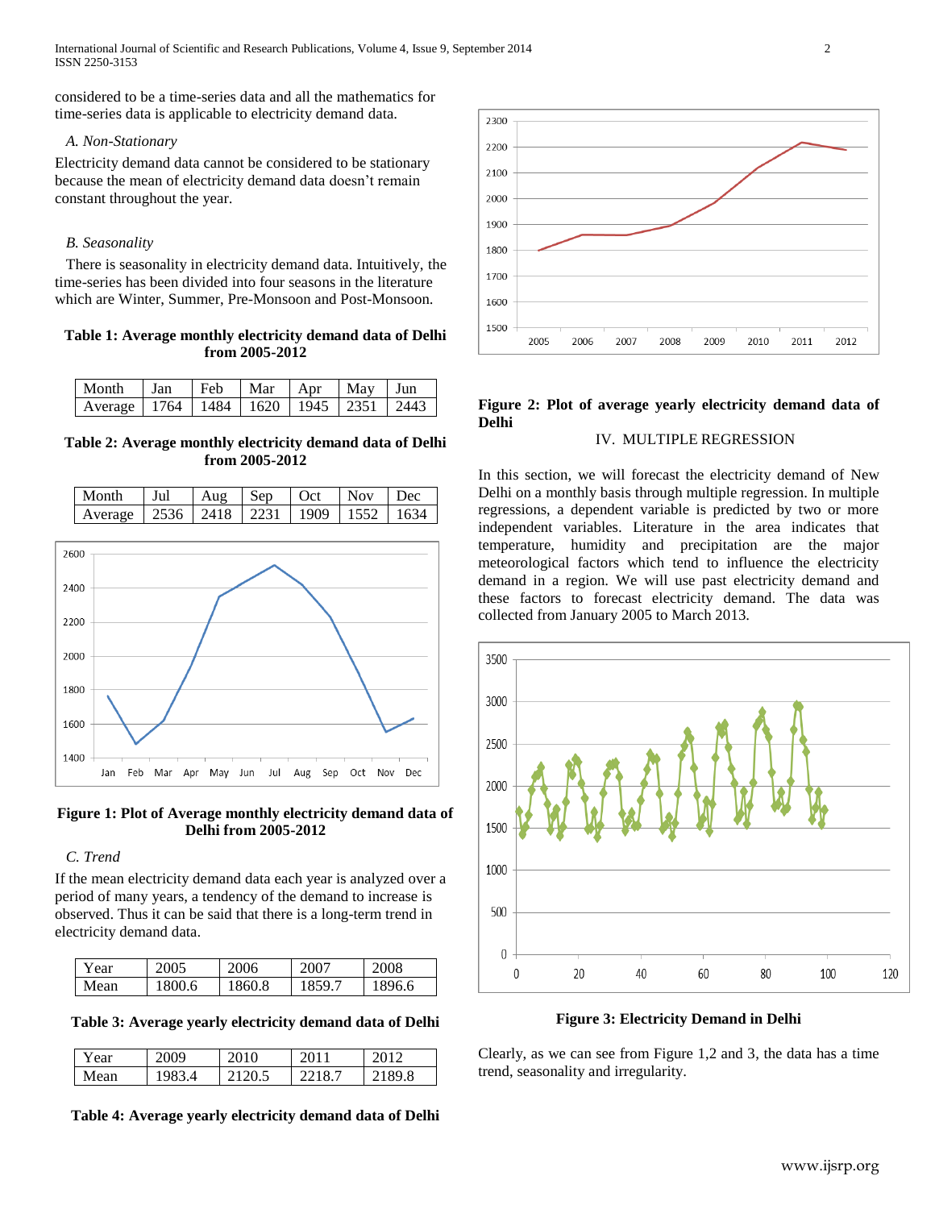considered to be a time-series data and all the mathematics for time-series data is applicable to electricity demand data.

### A. Non-Stationary

Electricity demand data cannot be considered to be stationary because the mean of electricity demand data doesn't remain constant throughout the year.

### B. Seasonality

There is seasonality in electricity demand data. Intuitively, the time-series has been divided into four seasons in the literature which are Winter, Summer, Pre-Monsoon and Post-Monsoon.

**Table 1: Average monthly electricity demand data of Delhi from 2005-2012**

| Month | Jan | Feb | Mar | Apr | May | Jun |
|---|---|---|---|---|---|---|
| Average | 1764 | 1484 | 1620 | 1945 | 2351 | 2443 |

**Table 2: Average monthly electricity demand data of Delhi from 2005-2012**

| Month | Jul | Aug | Sep | Oct | Nov | Dec |
|---|---|---|---|---|---|---|
| Average | 2536 | 2418 | 2231 | 1909 | 1552 | 1634 |

**Figure 1: Plot of Average monthly electricity demand data of Delhi from 2005-2012**

### C. Trend

If the mean electricity demand data each year is analyzed over a period of many years, a tendency of the demand to increase is observed. Thus it can be said that there is a long-term trend in electricity demand data.

| Year | 2005 | 2006 | 2007 | 2008 |
|---|---|---|---|---|
| Mean | 1800.6 | 1860.8 | 1859.7 | 1896.6 |

**Table 3: Average yearly electricity demand data of Delhi**

| Year | 2009 | 2010 | 2011 | 2012 |
|---|---|---|---|---|
| Mean | 1983.4 | 2120.5 | 2218.7 | 2189.8 |

**Table 4: Average yearly electricity demand data of Delhi**

**Figure 2: Plot of average yearly electricity demand data of Delhi**

## IV. MULTIPLE REGRESSION

In this section, we will forecast the electricity demand of New Delhi on a monthly basis through multiple regression. In multiple regressions, a dependent variable is predicted by two or more independent variables. Literature in the area indicates that temperature, humidity and precipitation are the major meteorological factors which tend to influence the electricity demand in a region. We will use past electricity demand and these factors to forecast electricity demand. The data was collected from January 2005 to March 2013.

**Figure 3: Electricity Demand in Delhi**

Clearly, as we can see from Figure 1,2 and 3, the data has a time trend, seasonality and irregularity.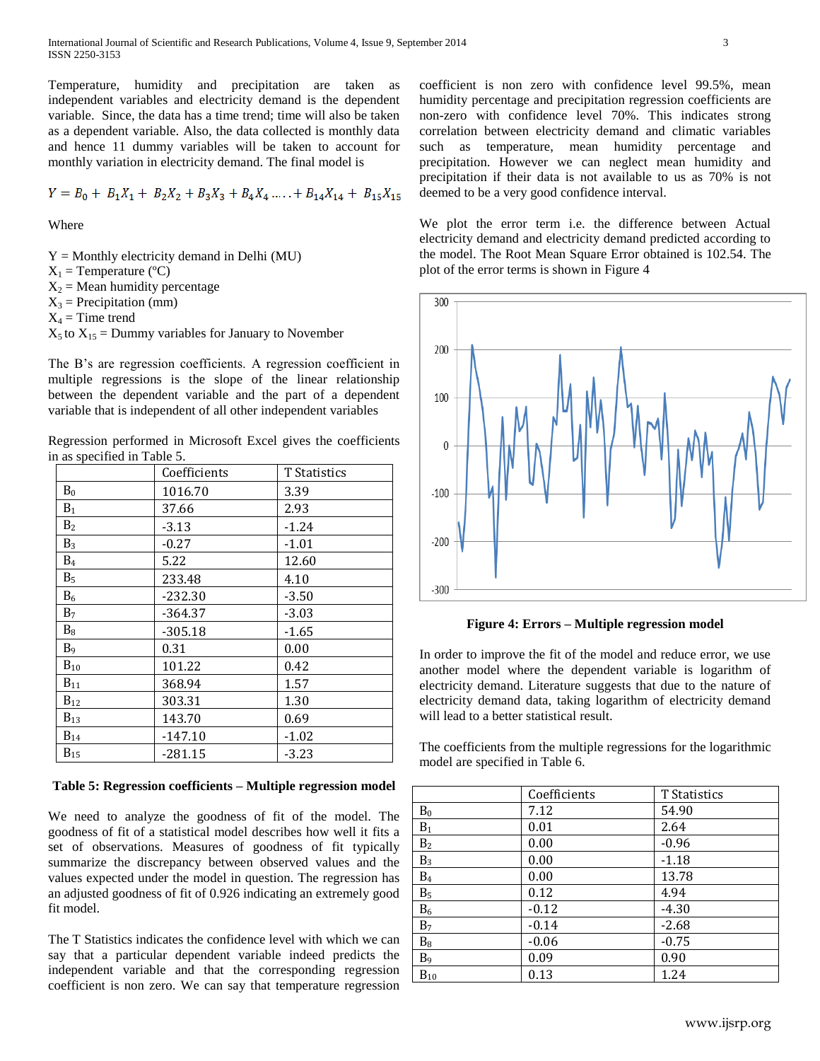Temperature, humidity and precipitation are taken as independent variables and electricity demand is the dependent variable. Since, the data has a time trend; time will also be taken as a dependent variable. Also, the data collected is monthly data and hence 11 dummy variables will be taken to account for monthly variation in electricity demand. The final model is

$$Y = B_0 + B_1X_1 + B_2X_2 + B_3X_3 + B_4X_4 \ldots + B_{14}X_{14} + B_{15}X_{15}$$

Where

$Y$ = Monthly electricity demand in Delhi (MU)
$X_1$ = Temperature (°C)
$X_2$ = Mean humidity percentage
$X_3$ = Precipitation (mm)
$X_4$ = Time trend
$X_5$ to $X_{15}$ = Dummy variables for January to November

The B's are regression coefficients. A regression coefficient in multiple linear regressions is the slope of the linear relationship between the dependent variable and the part of a dependent variable that is independent of all other independent variables

Regression performed in Microsoft Excel gives the coefficients in as specified in Table 5.

| | Coefficients | T Statistics |
|---|---|---|
| $B_0$ | 1016.70 | 3.39 |
| $B_1$ | 37.66 | 2.93 |
| $B_2$ | -3.13 | -1.24 |
| $B_3$ | -0.27 | -1.01 |
| $B_4$ | 5.22 | 12.60 |
| $B_5$ | 233.48 | 4.10 |
| $B_6$ | -232.30 | -3.50 |
| $B_7$ | -364.37 | -3.03 |
| $B_8$ | -305.18 | -1.65 |
| $B_9$ | 0.31 | 0.00 |
| $B_{10}$ | 101.22 | 0.42 |
| $B_{11}$ | 368.94 | 1.57 |
| $B_{12}$ | 303.31 | 1.30 |
| $B_{13}$ | 143.70 | 0.69 |
| $B_{14}$ | -147.10 | -1.02 |
| $B_{15}$ | -281.15 | -3.23 |

**Table 5: Regression coefficients – Multiple regression model**

We need to analyze the goodness of fit of the model. The goodness of fit of a statistical model describes how well it fits a set of observations. Measures of goodness of fit typically summarize the discrepancy between observed values and the values expected under the model in question. The regression has an adjusted goodness of fit of 0.926 indicating an extremely good fit model.

The T Statistics indicates the confidence level with which we can say that a particular dependent variable indeed predicts the independent variable and that the corresponding regression coefficient is non zero. We can say that temperature regression coefficient is non zero with confidence level 99.5%, mean humidity percentage and precipitation regression coefficients are non-zero with confidence level 70%. This indicates strong correlation between electricity demand and climatic variables such as temperature, mean humidity percentage and precipitation. However we can neglect mean humidity and precipitation if their data is not available to us as 70% is not deemed to be a very good confidence interval.

We plot the error term i.e. the difference between Actual electricity demand and electricity demand predicted according to the model. The Root Mean Square Error obtained is 102.54. The plot of the error terms is shown in Figure 4

**Figure 4: Errors – Multiple regression model**

In order to improve the fit of the model and reduce error, we use another model where the dependent variable is logarithm of electricity demand. Literature suggests that due to the nature of electricity demand data, taking logarithm of electricity demand will lead to a better statistical result.

The coefficients from the multiple regressions for the logarithmic model are specified in Table 6.

| | Coefficients | T Statistics |
|---|---|---|
| $B_0$ | 7.12 | 54.90 |
| $B_1$ | 0.01 | 2.64 |
| $B_2$ | 0.00 | -0.96 |
| $B_3$ | 0.00 | -1.18 |
| $B_4$ | 0.00 | 13.78 |
| $B_5$ | 0.12 | 4.94 |
| $B_6$ | -0.12 | -4.30 |
| $B_7$ | -0.14 | -2.68 |
| $B_8$ | -0.06 | -0.75 |
| $B_9$ | 0.09 | 0.90 |
| $B_{10}$ | 0.13 | 1.24 |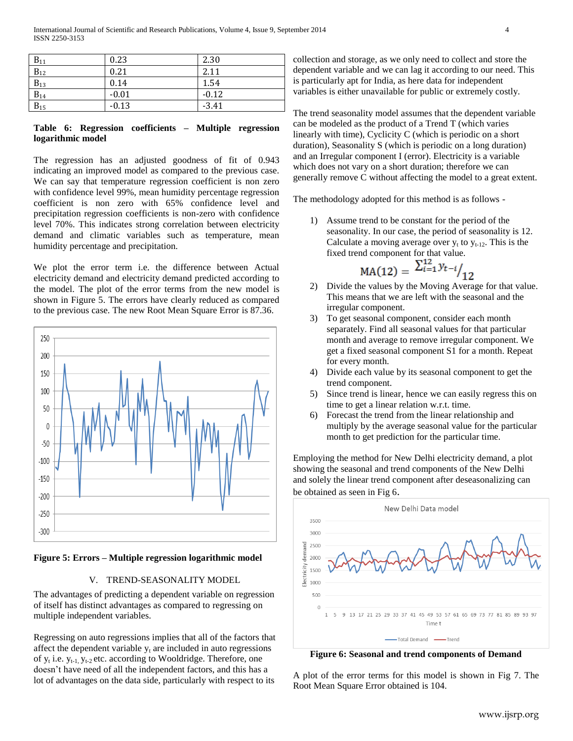| | | |
|---|---|---|
| $B_{11}$ | 0.23 | 2.30 |
| $B_{12}$ | 0.21 | 2.11 |
| $B_{13}$ | 0.14 | 1.54 |
| $B_{14}$ | -0.01 | -0.12 |
| $B_{15}$ | -0.13 | -3.41 |

**Table 6: Regression coefficients – Multiple regression logarithmic model**

The regression has an adjusted goodness of fit of 0.943 indicating an improved model as compared to the previous case. We can say that temperature regression coefficient is non zero with confidence level 99%, mean humidity percentage regression coefficient is non zero with 65% confidence level and precipitation regression coefficients is non-zero with confidence level 70%. This indicates strong correlation between electricity demand and climatic variables such as temperature, mean humidity percentage and precipitation.

We plot the error term i.e. the difference between Actual electricity demand and electricity demand predicted according to the model. The plot of the error terms from the new model is shown in Figure 5. The errors have clearly reduced as compared to the previous case. The new Root Mean Square Error is 87.36.

**Figure 5: Errors – Multiple regression logarithmic model**

## V. TREND-SEASONALITY MODEL

The advantages of predicting a dependent variable on regression of itself has distinct advantages as compared to regressing on multiple independent variables.

Regressing on auto regressions implies that all of the factors that affect the dependent variable $y_t$ are included in auto regressions of $y_t$ i.e. $y_{t-1}$, $y_{t-2}$ etc. according to Wooldridge. Therefore, one doesn't have need of all the independent factors, and this has a lot of advantages on the data side, particularly with respect to its collection and storage, as we only need to collect and store the dependent variable and we can lag it according to our need. This is particularly apt for India, as here data for independent variables is either unavailable for public or extremely costly.

The trend seasonality model assumes that the dependent variable can be modeled as the product of a Trend T (which varies linearly with time), Cyclicity C (which is periodic on a short duration), Seasonality S (which is periodic on a long duration) and an Irregular component I (error). Electricity is a variable which does not vary on a short duration; therefore we can generally remove C without affecting the model to a great extent.

The methodology adopted for this method is as follows -

1) Assume trend to be constant for the period of the seasonality. In our case, the period of seasonality is 12. Calculate a moving average over $y_t$ to $y_{t-12}$. This is the fixed trend component for that value.

$$MA(12) = \sum_{i=1}^{12} y_{t-i} / 12$$

2) Divide the values by the Moving Average for that value. This means that we are left with the seasonal and the irregular component.
3) To get seasonal component, consider each month separately. Find all seasonal values for that particular month and average to remove irregular component. We get a fixed seasonal component S1 for a month. Repeat for every month.
4) Divide each value by its seasonal component to get the trend component.
5) Since trend is linear, hence we can easily regress this on time to get a linear relation w.r.t. time.
6) Forecast the trend from the linear relationship and multiply by the average seasonal value for the particular month to get prediction for the particular time.

Employing the method for New Delhi electricity demand, a plot showing the seasonal and trend components of the New Delhi and solely the linear trend component after deseasonalizing can be obtained as seen in Fig 6.

**Figure 6: Seasonal and trend components of Demand**

A plot of the error terms for this model is shown in Fig 7. The Root Mean Square Error obtained is 104.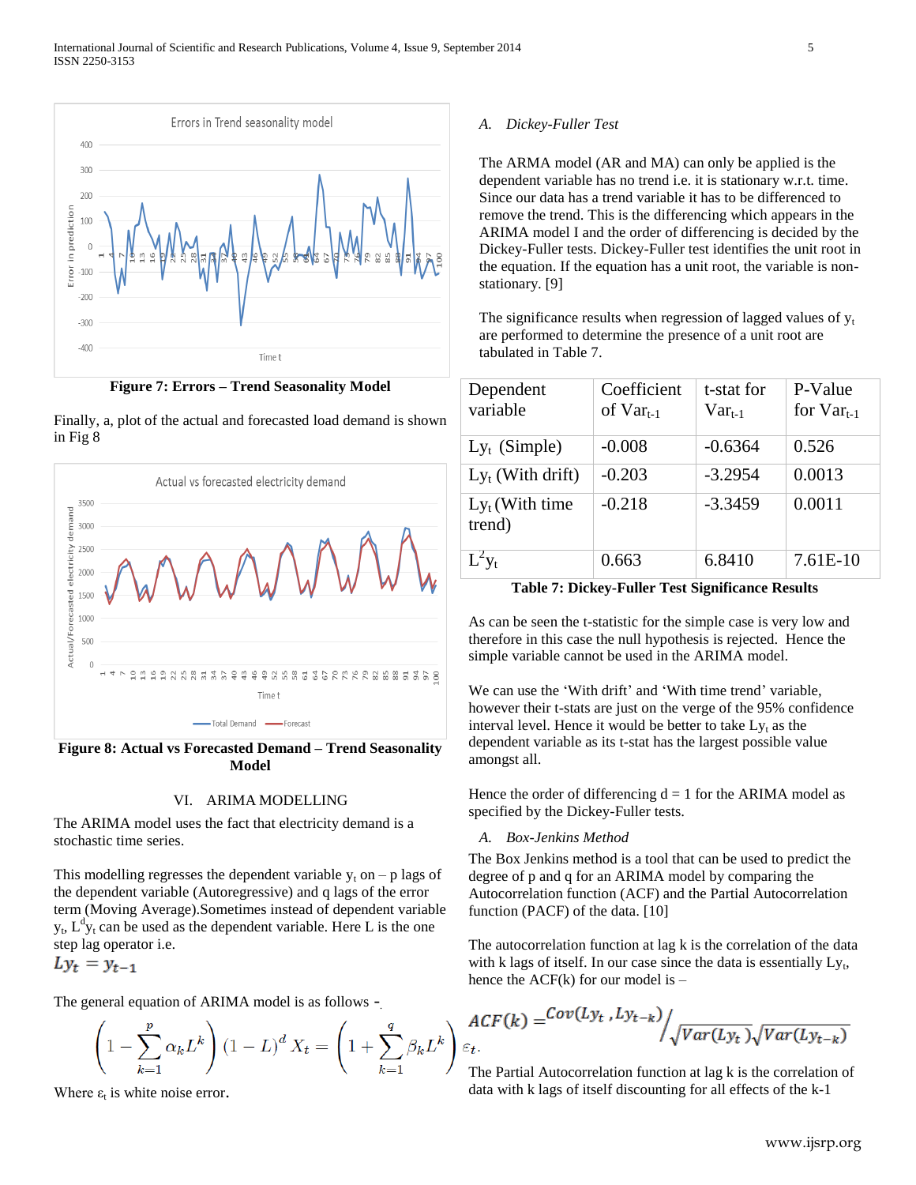Figure 7: Errors – Trend Seasonality Model

Finally, a, plot of the actual and forecasted load demand is shown in Fig 8

Figure 8: Actual vs Forecasted Demand – Trend Seasonality Model

## VI. ARIMA MODELLING

The ARIMA model uses the fact that electricity demand is a stochastic time series.

This modelling regresses the dependent variable $y_t$ on – p lags of the dependent variable (Autoregressive) and q lags of the error term (Moving Average).Sometimes instead of dependent variable $y_t$, $L^d y_t$ can be used as the dependent variable. Here L is the one step lag operator i.e.

$$Ly_t = y_{t-1}$$

The general equation of ARIMA model is as follows -

$$\left(1 - \sum_{k=1}^{p} \alpha_k L^k\right)(1-L)^d X_t = \left(1 + \sum_{k=1}^{q} \beta_k L^k\right)\varepsilon_t.$$

Where $\varepsilon_t$ is white noise error.

### A. *Dickey-Fuller Test*

The ARMA model (AR and MA) can only be applied is the dependent variable has no trend i.e. it is stationary w.r.t. time. Since our data has a trend variable it has to be differenced to remove the trend. This is the differencing which appears in the ARIMA model I and the order of differencing is decided by the Dickey-Fuller tests. Dickey-Fuller test identifies the unit root in the equation. If the equation has a unit root, the variable is non-stationary. [9]

The significance results when regression of lagged values of $y_t$ are performed to determine the presence of a unit root are tabulated in Table 7.

| Dependent variable | Coefficient of $Var_{t-1}$ | t-stat for $Var_{t-1}$ | P-Value for $Var_{t-1}$ |
|---|---|---|---|
| $Ly_t$ (Simple) | -0.008 | -0.6364 | 0.526 |
| $Ly_t$ (With drift) | -0.203 | -3.2954 | 0.0013 |
| $Ly_t$ (With time trend) | -0.218 | -3.3459 | 0.0011 |
| $L^2y_t$ | 0.663 | 6.8410 | 7.61E-10 |

Table 7: Dickey-Fuller Test Significance Results

As can be seen the t-statistic for the simple case is very low and therefore in this case the null hypothesis is rejected. Hence the simple variable cannot be used in the ARIMA model.

We can use the 'With drift' and 'With time trend' variable, however their t-stats are just on the verge of the 95% confidence interval level. Hence it would be better to take $Ly_t$ as the dependent variable as its t-stat has the largest possible value amongst all.

Hence the order of differencing d = 1 for the ARIMA model as specified by the Dickey-Fuller tests.

### A. *Box-Jenkins Method*

The Box Jenkins method is a tool that can be used to predict the degree of p and q for an ARIMA model by comparing the Autocorrelation function (ACF) and the Partial Autocorrelation function (PACF) of the data. [10]

The autocorrelation function at lag k is the correlation of the data with k lags of itself. In our case since the data is essentially $Ly_t$, hence the ACF(k) for our model is –

$$ACF(k) = \frac{Cov(Ly_t, Ly_{t-k})}{\sqrt{Var(Ly_t)}\sqrt{Var(Ly_{t-k})}}$$

The Partial Autocorrelation function at lag k is the correlation of data with k lags of itself discounting for all effects of the k-1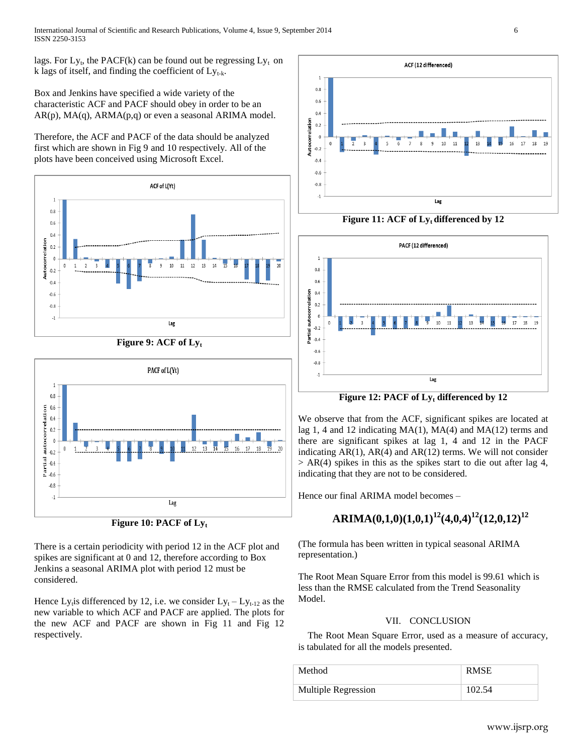lags. For $Ly_t$, the PACF(k) can be found out be regressing $Ly_t$ on k lags of itself, and finding the coefficient of $Ly_{t-k}$.

Box and Jenkins have specified a wide variety of the characteristic ACF and PACF should obey in order to be an AR(p), MA(q), ARMA(p,q) or even a seasonal ARIMA model.

Therefore, the ACF and PACF of the data should be analyzed first which are shown in Fig 9 and 10 respectively. All of the plots have been conceived using Microsoft Excel.

**Figure 9: ACF of $Ly_t$**

**Figure 10: PACF of $Ly_t$**

There is a certain periodicity with period 12 in the ACF plot and spikes are significant at 0 and 12, therefore according to Box Jenkins a seasonal ARIMA plot with period 12 must be considered.

Hence $Ly_t$ is differenced by 12, i.e. we consider $Ly_t - Ly_{t-12}$ as the new variable to which ACF and PACF are applied. The plots for the new ACF and PACF are shown in Fig 11 and Fig 12 respectively.

**Figure 11: ACF of $Ly_t$ differenced by 12**

**Figure 12: PACF of $Ly_t$ differenced by 12**

We observe that from the ACF, significant spikes are located at lag 1, 4 and 12 indicating MA(1), MA(4) and MA(12) terms and there are significant spikes at lag 1, 4 and 12 in the PACF indicating AR(1), AR(4) and AR(12) terms. We will not consider > AR(4) spikes in this as the spikes start to die out after lag 4, indicating that they are not to be considered.

Hence our final ARIMA model becomes –

$$\textbf{ARIMA}(0,1,0)(1,0,1)^{12}(4,0,4)^{12}(12,0,12)^{12}$$

(The formula has been written in typical seasonal ARIMA representation.)

The Root Mean Square Error from this model is 99.61 which is less than the RMSE calculated from the Trend Seasonality Model.

## VII. CONCLUSION

The Root Mean Square Error, used as a measure of accuracy, is tabulated for all the models presented.

| Method | RMSE |
|---|---|
| Multiple Regression | 102.54 |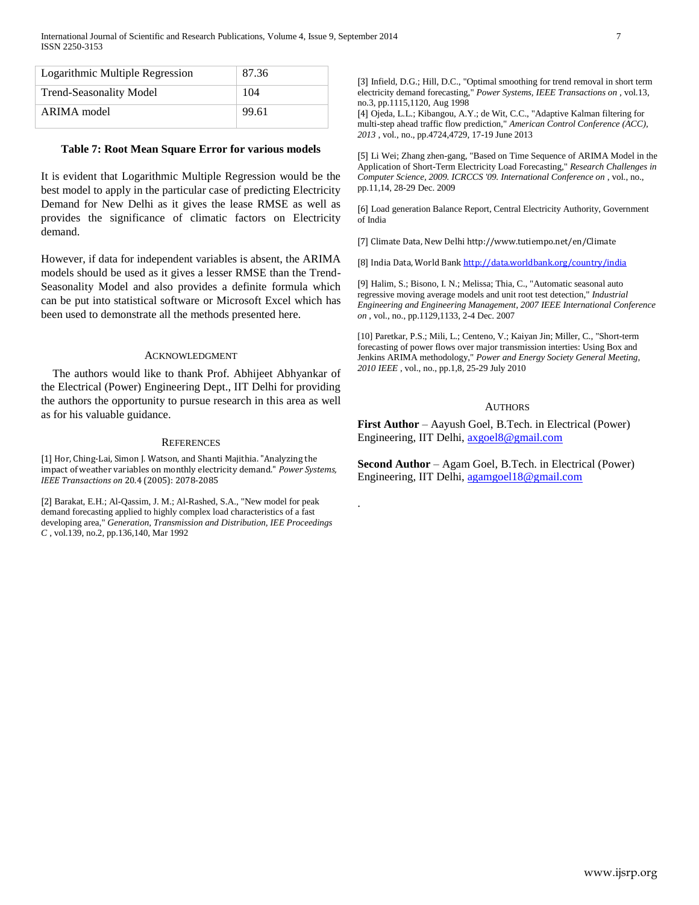| | |
|---|---|
| Logarithmic Multiple Regression | 87.36 |
| Trend-Seasonality Model | 104 |
| ARIMA model | 99.61 |

**Table 7: Root Mean Square Error for various models**

It is evident that Logarithmic Multiple Regression would be the best model to apply in the particular case of predicting Electricity Demand for New Delhi as it gives the lease RMSE as well as provides the significance of climatic factors on Electricity demand.

However, if data for independent variables is absent, the ARIMA models should be used as it gives a lesser RMSE than the Trend-Seasonality Model and also provides a definite formula which can be put into statistical software or Microsoft Excel which has been used to demonstrate all the methods presented here.

## Acknowledgment

The authors would like to thank Prof. Abhijeet Abhyankar of the Electrical (Power) Engineering Dept., IIT Delhi for providing the authors the opportunity to pursue research in this area as well as for his valuable guidance.

## References

[1] Hor, Ching-Lai, Simon J. Watson, and Shanti Majithia. "Analyzing the impact of weather variables on monthly electricity demand." *Power Systems, IEEE Transactions on* 20.4 (2005): 2078-2085

[2] Barakat, E.H.; Al-Qassim, J. M.; Al-Rashed, S.A., "New model for peak demand forecasting applied to highly complex load characteristics of a fast developing area," *Generation, Transmission and Distribution, IEE Proceedings C* , vol.139, no.2, pp.136,140, Mar 1992

[3] Infield, D.G.; Hill, D.C., "Optimal smoothing for trend removal in short term electricity demand forecasting," *Power Systems, IEEE Transactions on* , vol.13, no.3, pp.1115,1120, Aug 1998

[4] Ojeda, L.L.; Kibangou, A.Y.; de Wit, C.C., "Adaptive Kalman filtering for multi-step ahead traffic flow prediction," *American Control Conference (ACC), 2013* , vol., no., pp.4724,4729, 17-19 June 2013

[5] Li Wei; Zhang zhen-gang, "Based on Time Sequence of ARIMA Model in the Application of Short-Term Electricity Load Forecasting," *Research Challenges in Computer Science, 2009. ICRCCS '09. International Conference on* , vol., no., pp.11,14, 28-29 Dec. 2009

[6] Load generation Balance Report, Central Electricity Authority, Government of India

[7] Climate Data, New Delhi http://www.tutiempo.net/en/Climate

[8] India Data, World Bank http://data.worldbank.org/country/india

[9] Halim, S.; Bisono, I. N.; Melissa; Thia, C., "Automatic seasonal auto regressive moving average models and unit root test detection," *Industrial Engineering and Engineering Management, 2007 IEEE International Conference on* , vol., no., pp.1129,1133, 2-4 Dec. 2007

[10] Paretkar, P.S.; Mili, L.; Centeno, V.; Kaiyan Jin; Miller, C., "Short-term forecasting of power flows over major transmission interties: Using Box and Jenkins ARIMA methodology," *Power and Energy Society General Meeting, 2010 IEEE* , vol., no., pp.1,8, 25-29 July 2010

## Authors

**First Author** – Aayush Goel, B.Tech. in Electrical (Power) Engineering, IIT Delhi, axgoel8@gmail.com

**Second Author** – Agam Goel, B.Tech. in Electrical (Power) Engineering, IIT Delhi, agamgoel18@gmail.com